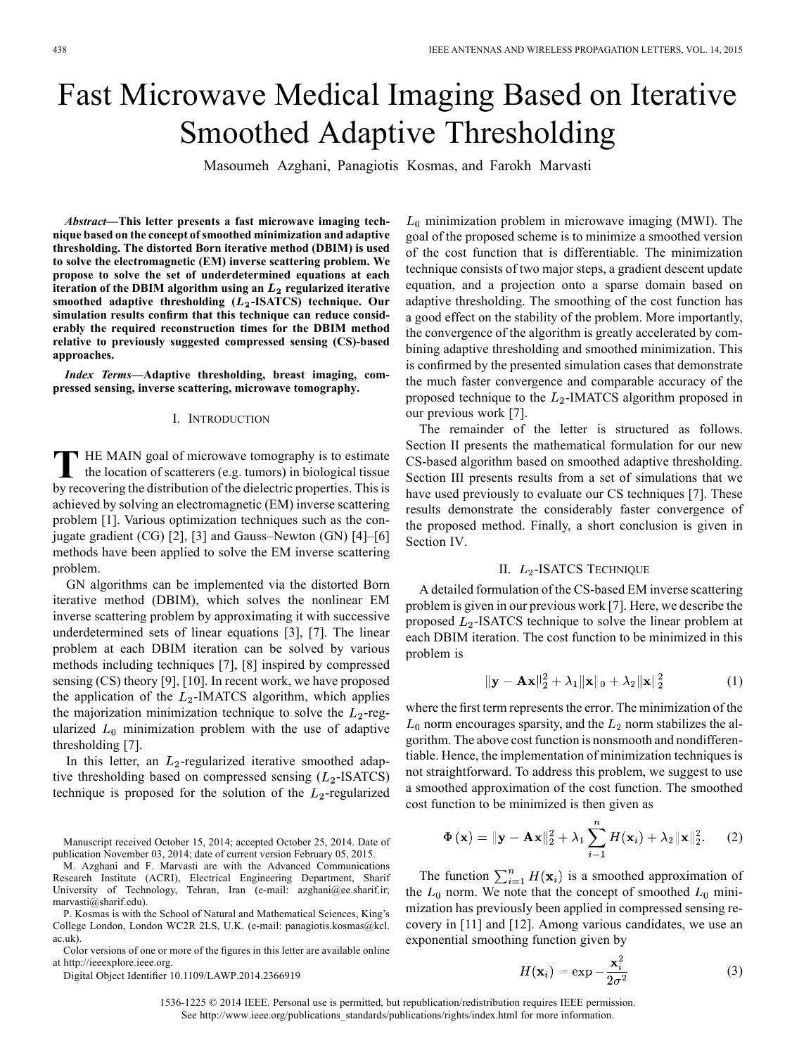# Fast Microwave Medical Imaging Based on Iterative Smoothed Adaptive Thresholding

Masoumeh Azghani, Panagiotis Kosmas, and Farokh Marvasti

***Abstract*—This letter presents a fast microwave imaging technique based on the concept of smoothed minimization and adaptive thresholding. The distorted Born iterative method (DBIM) is used to solve the electromagnetic (EM) inverse scattering problem. We propose to solve the set of underdetermined equations at each iteration of the DBIM algorithm using an $L_2$ regularized iterative smoothed adaptive thresholding ($L_2$-ISATCS) technique. Our simulation results confirm that this technique can reduce considerably the required reconstruction times for the DBIM method relative to previously suggested compressed sensing (CS)-based approaches.**

***Index Terms*—Adaptive thresholding, breast imaging, compressed sensing, inverse scattering, microwave tomography.**

## I. Introduction

THE MAIN goal of microwave tomography is to estimate the location of scatterers (e.g. tumors) in biological tissue by recovering the distribution of the dielectric properties. This is achieved by solving an electromagnetic (EM) inverse scattering problem [1]. Various optimization techniques such as the conjugate gradient (CG) [2], [3] and Gauss–Newton (GN) [4]–[6] methods have been applied to solve the EM inverse scattering problem.

GN algorithms can be implemented via the distorted Born iterative method (DBIM), which solves the nonlinear EM inverse scattering problem by approximating it with successive underdetermined sets of linear equations [3], [7]. The linear problem at each DBIM iteration can be solved by various methods including techniques [7], [8] inspired by compressed sensing (CS) theory [9], [10]. In recent work, we have proposed the application of the $L_2$-IMATCS algorithm, which applies the majorization minimization technique to solve the $L_2$-regularized $L_0$ minimization problem with the use of adaptive thresholding [7].

In this letter, an $L_2$-regularized iterative smoothed adaptive thresholding based on compressed sensing ($L_2$-ISATCS) technique is proposed for the solution of the $L_2$-regularized $L_0$ minimization problem in microwave imaging (MWI). The goal of the proposed scheme is to minimize a smoothed version of the cost function that is differentiable. The minimization technique consists of two major steps, a gradient descent update equation, and a projection onto a sparse domain based on adaptive thresholding. The smoothing of the cost function has a good effect on the stability of the problem. More importantly, the convergence of the algorithm is greatly accelerated by combining adaptive thresholding and smoothed minimization. This is confirmed by the presented simulation cases that demonstrate the much faster convergence and comparable accuracy of the proposed technique to the $L_2$-IMATCS algorithm proposed in our previous work [7].

The remainder of the letter is structured as follows. Section II presents the mathematical formulation for our new CS-based algorithm based on smoothed adaptive thresholding. Section III presents results from a set of simulations that we have used previously to evaluate our CS techniques [7]. These results demonstrate the considerably faster convergence of the proposed method. Finally, a short conclusion is given in Section IV.

## II. $L_2$-ISATCS Technique

A detailed formulation of the CS-based EM inverse scattering problem is given in our previous work [7]. Here, we describe the proposed $L_2$-ISATCS technique to solve the linear problem at each DBIM iteration. The cost function to be minimized in this problem is

$$\|\mathbf{y} - \mathbf{A}\mathbf{x}\|_2^2 + \lambda_1 \|\mathbf{x}\|_0 + \lambda_2 \|\mathbf{x}\|_2^2 \tag{1}$$

where the first term represents the error. The minimization of the $L_0$ norm encourages sparsity, and the $L_2$ norm stabilizes the algorithm. The above cost function is nonsmooth and nondifferentiable. Hence, the implementation of minimization techniques is not straightforward. To address this problem, we suggest to use a smoothed approximation of the cost function. The smoothed cost function to be minimized is then given as

$$\Phi(\mathbf{x}) = \|\mathbf{y} - \mathbf{A}\mathbf{x}\|_2^2 + \lambda_1 \sum_{i=1}^{n} H(\mathbf{x}_i) + \lambda_2 \|\mathbf{x}\|_2^2. \tag{2}$$

The function $\sum_{i=1}^{n} H(\mathbf{x}_i)$ is a smoothed approximation of the $L_0$ norm. We note that the concept of smoothed $L_0$ minimization has previously been applied in compressed sensing recovery in [11] and [12]. Among various candidates, we use an exponential smoothing function given by

$$H(\mathbf{x}_i) = \exp - \frac{\mathbf{x}_i^2}{2\sigma^2} \tag{3}$$

Manuscript received October 15, 2014; accepted October 25, 2014. Date of publication November 03, 2014; date of current version February 05, 2015.

M. Azghani and F. Marvasti are with the Advanced Communications Research Institute (ACRI), Electrical Engineering Department, Sharif University of Technology, Tehran, Iran (e-mail: azghani@ee.sharif.ir; marvasti@sharif.edu).

P. Kosmas is with the School of Natural and Mathematical Sciences, King's College London, London WC2R 2LS, U.K. (e-mail: panagiotis.kosmas@kcl.ac.uk).

Color versions of one or more of the figures in this letter are available online at http://ieeexplore.ieee.org.

Digital Object Identifier 10.1109/LAWP.2014.2366919

1536-1225 © 2014 IEEE. Personal use is permitted, but republication/redistribution requires IEEE permission. See http://www.ieee.org/publications_standards/publications/rights/index.html for more information.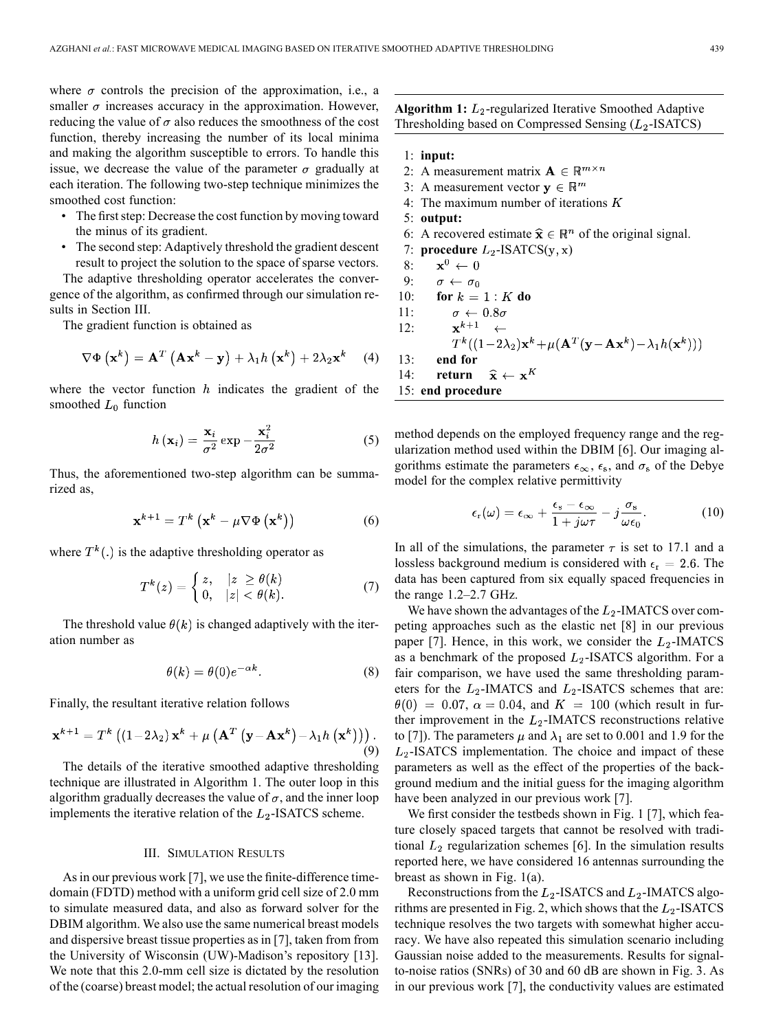where $\sigma$ controls the precision of the approximation, i.e., a smaller $\sigma$ increases accuracy in the approximation. However, reducing the value of $\sigma$ also reduces the smoothness of the cost function, thereby increasing the number of its local minima and making the algorithm susceptible to errors. To handle this issue, we decrease the value of the parameter $\sigma$ gradually at each iteration. The following two-step technique minimizes the smoothed cost function:

- The first step: Decrease the cost function by moving toward the minus of its gradient.
- The second step: Adaptively threshold the gradient descent result to project the solution to the space of sparse vectors.

The adaptive thresholding operator accelerates the convergence of the algorithm, as confirmed through our simulation results in Section III.

The gradient function is obtained as

$$\nabla\Phi\left(\mathbf{x}^k\right) = \mathbf{A}^T\left(\mathbf{A}\mathbf{x}^k - \mathbf{y}\right) + \lambda_1 h\left(\mathbf{x}^k\right) + 2\lambda_2\mathbf{x}^k \tag{4}$$

where the vector function $h$ indicates the gradient of the smoothed $L_0$ function

$$h\left(\mathbf{x}_i\right) = \frac{\mathbf{x}_i}{\sigma^2}\exp -\frac{\mathbf{x}_i^2}{2\sigma^2} \tag{5}$$

Thus, the aforementioned two-step algorithm can be summarized as,

$$\mathbf{x}^{k+1} = T^k\left(\mathbf{x}^k - \mu\nabla\Phi\left(\mathbf{x}^k\right)\right) \tag{6}$$

where $T^k(.)$ is the adaptive thresholding operator as

$$T^k(z) = \begin{cases} z, & |z| \geq \theta(k) \\ 0, & |z| < \theta(k). \end{cases} \tag{7}$$

The threshold value $\theta(k)$ is changed adaptively with the iteration number as

$$\theta(k) = \theta(0)e^{-\alpha k}. \tag{8}$$

Finally, the resultant iterative relation follows

$$\mathbf{x}^{k+1} = T^k\left((1-2\lambda_2)\,\mathbf{x}^k + \mu\left(\mathbf{A}^T\left(\mathbf{y} - \mathbf{A}\mathbf{x}^k\right) - \lambda_1 h\left(\mathbf{x}^k\right)\right)\right). \tag{9}$$

The details of the iterative smoothed adaptive thresholding technique are illustrated in Algorithm 1. The outer loop in this algorithm gradually decreases the value of $\sigma$, and the inner loop implements the iterative relation of the $L_2$-ISATCS scheme.

**Algorithm 1:** $L_2$-regularized Iterative Smoothed Adaptive Thresholding based on Compressed Sensing ($L_2$-ISATCS)

1: **input:**
2: A measurement matrix $\mathbf{A} \in \mathbb{R}^{m\times n}$
3: A measurement vector $\mathbf{y} \in \mathbb{R}^m$
4: The maximum number of iterations $K$
5: **output:**
6: A recovered estimate $\widehat{\mathbf{x}} \in \mathbb{R}^n$ of the original signal.
7: **procedure** $L_2$-ISATCS(y, x)
8: $\quad\mathbf{x}^0 \leftarrow 0$
9: $\quad\sigma \leftarrow \sigma_0$
10: $\quad$**for** $k = 1 : K$ **do**
11: $\quad\quad\sigma \leftarrow 0.8\sigma$
12: $\quad\quad\mathbf{x}^{k+1} \leftarrow T^k((1-2\lambda_2)\mathbf{x}^k + \mu(\mathbf{A}^T(\mathbf{y}-\mathbf{A}\mathbf{x}^k) - \lambda_1 h(\mathbf{x}^k)))$
13: $\quad$**end for**
14: $\quad$**return** $\widehat{\mathbf{x}} \leftarrow \mathbf{x}^K$
15: **end procedure**

## III. Simulation Results

As in our previous work [7], we use the finite-difference time-domain (FDTD) method with a uniform grid cell size of 2.0 mm to simulate measured data, and also as forward solver for the DBIM algorithm. We also use the same numerical breast models and dispersive breast tissue properties as in [7], taken from from the University of Wisconsin (UW)-Madison's repository [13]. We note that this 2.0-mm cell size is dictated by the resolution of the (coarse) breast model; the actual resolution of our imaging method depends on the employed frequency range and the regularization method used within the DBIM [6]. Our imaging algorithms estimate the parameters $\epsilon_\infty$, $\epsilon_\mathrm{s}$, and $\sigma_\mathrm{s}$ of the Debye model for the complex relative permittivity

$$\epsilon_\mathrm{r}(\omega) = \epsilon_\infty + \frac{\epsilon_\mathrm{s} - \epsilon_\infty}{1 + j\omega\tau} - j\frac{\sigma_\mathrm{s}}{\omega\epsilon_0}. \tag{10}$$

In all of the simulations, the parameter $\tau$ is set to 17.1 and a lossless background medium is considered with $\epsilon_\mathrm{r} = 2.6$. The data has been captured from six equally spaced frequencies in the range 1.2–2.7 GHz.

We have shown the advantages of the $L_2$-IMATCS over competing approaches such as the elastic net [8] in our previous paper [7]. Hence, in this work, we consider the $L_2$-IMATCS as a benchmark of the proposed $L_2$-ISATCS algorithm. For a fair comparison, we have used the same thresholding parameters for the $L_2$-IMATCS and $L_2$-ISATCS schemes that are: $\theta(0) = 0.07$, $\alpha = 0.04$, and $K = 100$ (which result in further improvement in the $L_2$-IMATCS reconstructions relative to [7]). The parameters $\mu$ and $\lambda_1$ are set to 0.001 and 1.9 for the $L_2$-ISATCS implementation. The choice and impact of these parameters as well as the effect of the properties of the background medium and the initial guess for the imaging algorithm have been analyzed in our previous work [7].

We first consider the testbeds shown in Fig. 1 [7], which feature closely spaced targets that cannot be resolved with traditional $L_2$ regularization schemes [6]. In the simulation results reported here, we have considered 16 antennas surrounding the breast as shown in Fig. 1(a).

Reconstructions from the $L_2$-ISATCS and $L_2$-IMATCS algorithms are presented in Fig. 2, which shows that the $L_2$-ISATCS technique resolves the two targets with somewhat higher accuracy. We have also repeated this simulation scenario including Gaussian noise added to the measurements. Results for signal-to-noise ratios (SNRs) of 30 and 60 dB are shown in Fig. 3. As in our previous work [7], the conductivity values are estimated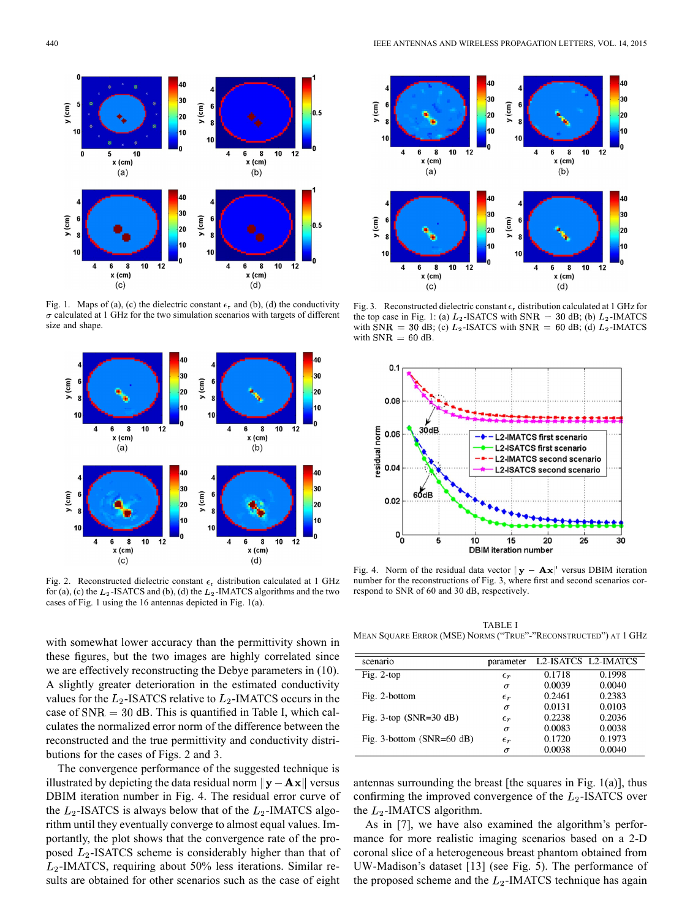Fig. 1. Maps of (a), (c) the dielectric constant $\epsilon_r$ and (b), (d) the conductivity $\sigma$ calculated at 1 GHz for the two simulation scenarios with targets of different size and shape.

Fig. 2. Reconstructed dielectric constant $\epsilon_r$ distribution calculated at 1 GHz for (a), (c) the $L_2$-ISATCS and (b), (d) the $L_2$-IMATCS algorithms and the two cases of Fig. 1 using the 16 antennas depicted in Fig. 1(a).

with somewhat lower accuracy than the permittivity shown in these figures, but the two images are highly correlated since we are effectively reconstructing the Debye parameters in (10). A slightly greater deterioration in the estimated conductivity values for the $L_2$-ISATCS relative to $L_2$-IMATCS occurs in the case of SNR = 30 dB. This is quantified in Table I, which calculates the normalized error norm of the difference between the reconstructed and the true permittivity and conductivity distributions for the cases of Figs. 2 and 3.

The convergence performance of the suggested technique is illustrated by depicting the data residual norm $\|\mathbf{y} - \mathbf{Ax}\|$ versus DBIM iteration number in Fig. 4. The residual error curve of the $L_2$-ISATCS is always below that of the $L_2$-IMATCS algorithm until they eventually converge to almost equal values. Importantly, the plot shows that the convergence rate of the proposed $L_2$-ISATCS scheme is considerably higher than that of $L_2$-IMATCS, requiring about 50% less iterations. Similar results are obtained for other scenarios such as the case of eight antennas surrounding the breast [the squares in Fig. 1(a)], thus confirming the improved convergence of the $L_2$-ISATCS over the $L_2$-IMATCS algorithm.

As in [7], we have also examined the algorithm's performance for more realistic imaging scenarios based on a 2-D coronal slice of a heterogeneous breast phantom obtained from UW-Madison's dataset [13] (see Fig. 5). The performance of the proposed scheme and the $L_2$-IMATCS technique has again

Fig. 3. Reconstructed dielectric constant $\epsilon_r$ distribution calculated at 1 GHz for the top case in Fig. 1: (a) $L_2$-ISATCS with SNR = 30 dB; (b) $L_2$-IMATCS with SNR = 30 dB; (c) $L_2$-ISATCS with SNR = 60 dB; (d) $L_2$-IMATCS with SNR = 60 dB.

Fig. 4. Norm of the residual data vector $\|\mathbf{y} - \mathbf{Ax}\|$ versus DBIM iteration number for the reconstructions of Fig. 3, where first and second scenarios correspond to SNR of 60 and 30 dB, respectively.

TABLE I
MEAN SQUARE ERROR (MSE) NORMS ("TRUE"-"RECONSTRUCTED") AT 1 GHz

| scenario | parameter | L2-ISATCS | L2-IMATCS |
|---|---|---|---|
| Fig. 2-top | $\epsilon_r$ | 0.1718 | 0.1998 |
| | $\sigma$ | 0.0039 | 0.0040 |
| Fig. 2-bottom | $\epsilon_r$ | 0.2461 | 0.2383 |
| | $\sigma$ | 0.0131 | 0.0103 |
| Fig. 3-top (SNR=30 dB) | $\epsilon_r$ | 0.2238 | 0.2036 |
| | $\sigma$ | 0.0083 | 0.0038 |
| Fig. 3-bottom (SNR=60 dB) | $\epsilon_r$ | 0.1720 | 0.1973 |
| | $\sigma$ | 0.0038 | 0.0040 |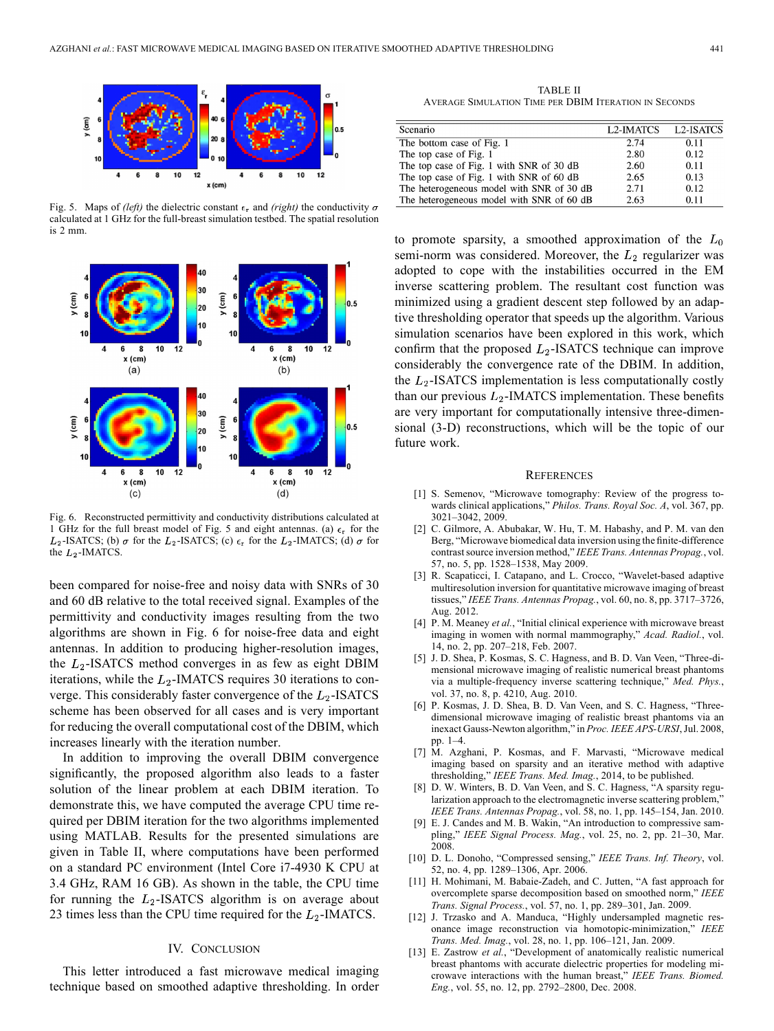Fig. 5. Maps of *(left)* the dielectric constant $\epsilon_r$ and *(right)* the conductivity $\sigma$ calculated at 1 GHz for the full-breast simulation testbed. The spatial resolution is 2 mm.

Fig. 6. Reconstructed permittivity and conductivity distributions calculated at 1 GHz for the full breast model of Fig. 5 and eight antennas. (a) $\epsilon_r$ for the $L_2$-ISATCS; (b) $\sigma$ for the $L_2$-ISATCS; (c) $\epsilon_r$ for the $L_2$-IMATCS; (d) $\sigma$ for the $L_2$-IMATCS.

been compared for noise-free and noisy data with SNRs of 30 and 60 dB relative to the total received signal. Examples of the permittivity and conductivity images resulting from the two algorithms are shown in Fig. 6 for noise-free data and eight antennas. In addition to producing higher-resolution images, the $L_2$-ISATCS method converges in as few as eight DBIM iterations, while the $L_2$-IMATCS requires 30 iterations to converge. This considerably faster convergence of the $L_2$-ISATCS scheme has been observed for all cases and is very important for reducing the overall computational cost of the DBIM, which increases linearly with the iteration number.

In addition to improving the overall DBIM convergence significantly, the proposed algorithm also leads to a faster solution of the linear problem at each DBIM iteration. To demonstrate this, we have computed the average CPU time required per DBIM iteration for the two algorithms implemented using MATLAB. Results for the presented simulations are given in Table II, where computations have been performed on a standard PC environment (Intel Core i7-4930 K CPU at 3.4 GHz, RAM 16 GB). As shown in the table, the CPU time for running the $L_2$-ISATCS algorithm is on average about 23 times less than the CPU time required for the $L_2$-IMATCS.

TABLE II
AVERAGE SIMULATION TIME PER DBIM ITERATION IN SECONDS

| Scenario | L2-IMATCS | L2-ISATCS |
|---|---|---|
| The bottom case of Fig. 1 | 2.74 | 0.11 |
| The top case of Fig. 1 | 2.80 | 0.12 |
| The top case of Fig. 1 with SNR of 30 dB | 2.60 | 0.11 |
| The top case of Fig. 1 with SNR of 60 dB | 2.65 | 0.13 |
| The heterogeneous model with SNR of 30 dB | 2.71 | 0.12 |
| The heterogeneous model with SNR of 60 dB | 2.63 | 0.11 |

## IV. Conclusion

This letter introduced a fast microwave medical imaging technique based on smoothed adaptive thresholding. In order to promote sparsity, a smoothed approximation of the $L_0$ semi-norm was considered. Moreover, the $L_2$ regularizer was adopted to cope with the instabilities occurred in the EM inverse scattering problem. The resultant cost function was minimized using a gradient descent step followed by an adaptive thresholding operator that speeds up the algorithm. Various simulation scenarios have been explored in this work, which confirm that the proposed $L_2$-ISATCS technique can improve considerably the convergence rate of the DBIM. In addition, the $L_2$-ISATCS implementation is less computationally costly than our previous $L_2$-IMATCS implementation. These benefits are very important for computationally intensive three-dimensional (3-D) reconstructions, which will be the topic of our future work.

## References

[1] S. Semenov, "Microwave tomography: Review of the progress towards clinical applications," *Philos. Trans. Royal Soc. A*, vol. 367, pp. 3021–3042, 2009.

[2] C. Gilmore, A. Abubakar, W. Hu, T. M. Habashy, and P. M. van den Berg, "Microwave biomedical data inversion using the finite-difference contrast source inversion method," *IEEE Trans. Antennas Propag.*, vol. 57, no. 5, pp. 1528–1538, May 2009.

[3] R. Scapaticci, I. Catapano, and L. Crocco, "Wavelet-based adaptive multiresolution inversion for quantitative microwave imaging of breast tissues," *IEEE Trans. Antennas Propag.*, vol. 60, no. 8, pp. 3717–3726, Aug. 2012.

[4] P. M. Meaney *et al.*, "Initial clinical experience with microwave breast imaging in women with normal mammography," *Acad. Radiol.*, vol. 14, no. 2, pp. 207–218, Feb. 2007.

[5] J. D. Shea, P. Kosmas, S. C. Hagness, and B. D. Van Veen, "Three-dimensional microwave imaging of realistic numerical breast phantoms via a multiple-frequency inverse scattering technique," *Med. Phys.*, vol. 37, no. 8, p. 4210, Aug. 2010.

[6] P. Kosmas, J. D. Shea, B. D. Van Veen, and S. C. Hagness, "Three-dimensional microwave imaging of realistic breast phantoms via an inexact Gauss-Newton algorithm," in *Proc. IEEE APS-URSI*, Jul. 2008, pp. 1–4.

[7] M. Azghani, P. Kosmas, and F. Marvasti, "Microwave medical imaging based on sparsity and an iterative method with adaptive thresholding," *IEEE Trans. Med. Imag.*, 2014, to be published.

[8] D. W. Winters, B. D. Van Veen, and S. C. Hagness, "A sparsity regularization approach to the electromagnetic inverse scattering problem," *IEEE Trans. Antennas Propag.*, vol. 58, no. 1, pp. 145–154, Jan. 2010.

[9] E. J. Candes and M. B. Wakin, "An introduction to compressive sampling," *IEEE Signal Process. Mag.*, vol. 25, no. 2, pp. 21–30, Mar. 2008.

[10] D. L. Donoho, "Compressed sensing," *IEEE Trans. Inf. Theory*, vol. 52, no. 4, pp. 1289–1306, Apr. 2006.

[11] H. Mohimani, M. Babaie-Zadeh, and C. Jutten, "A fast approach for overcomplete sparse decomposition based on smoothed norm," *IEEE Trans. Signal Process.*, vol. 57, no. 1, pp. 289–301, Jan. 2009.

[12] J. Trzasko and A. Manduca, "Highly undersampled magnetic resonance image reconstruction via homotopic-minimization," *IEEE Trans. Med. Imag.*, vol. 28, no. 1, pp. 106–121, Jan. 2009.

[13] E. Zastrow *et al.*, "Development of anatomically realistic numerical breast phantoms with accurate dielectric properties for modeling microwave interactions with the human breast," *IEEE Trans. Biomed. Eng.*, vol. 55, no. 12, pp. 2792–2800, Dec. 2008.